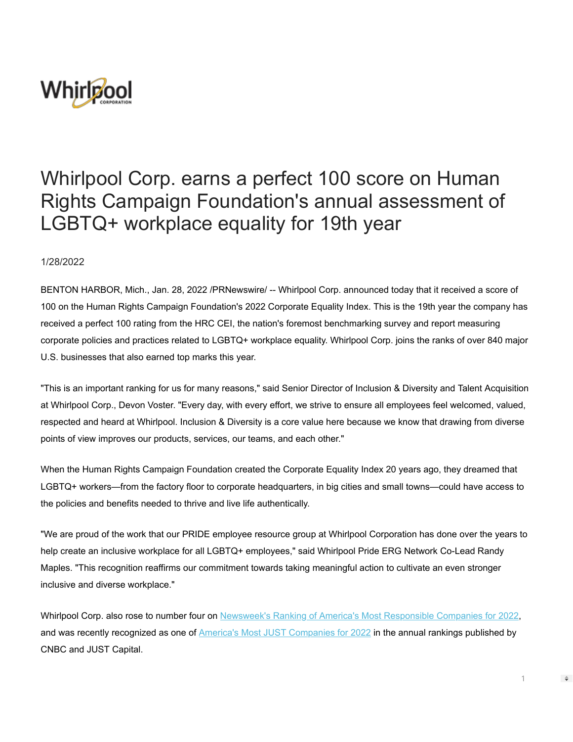# Whirlpool Corp. earns a perfect 100 score on Human Rights Campaign Foundation's annual assessment of LGBTQ+ workplace equality for 19th year

1/28/2022

BENTON HARBOR, Mich., Jan. 28, 2022 /PRNewswire/ -- Whirlpool Corp. announced today that it received a score of 100 on the Human Rights Campaign Foundation's 2022 Corporate Equality Index. This is the 19th year the company has received a perfect 100 rating from the HRC CEI, the nation's foremost benchmarking survey and report measuring corporate policies and practices related to LGBTQ+ workplace equality. Whirlpool Corp. joins the ranks of over 840 major U.S. businesses that also earned top marks this year.

"This is an important ranking for us for many reasons," said Senior Director of Inclusion & Diversity and Talent Acquisition at Whirlpool Corp., Devon Voster. "Every day, with every effort, we strive to ensure all employees feel welcomed, valued, respected and heard at Whirlpool. Inclusion & Diversity is a core value here because we know that drawing from diverse points of view improves our products, services, our teams, and each other."

When the Human Rights Campaign Foundation created the Corporate Equality Index 20 years ago, they dreamed that LGBTQ+ workers—from the factory floor to corporate headquarters, in big cities and small towns—could have access to the policies and benefits needed to thrive and live life authentically.

"We are proud of the work that our PRIDE employee resource group at Whirlpool Corporation has done over the years to help create an inclusive workplace for all LGBTQ+ employees," said Whirlpool Pride ERG Network Co-Lead Randy Maples. "This recognition reaffirms our commitment towards taking meaningful action to cultivate an even stronger inclusive and diverse workplace."

Whirlpool Corp. also rose to number four on Newsweek's Ranking of America's Most Responsible Companies for 2022, and was recently recognized as one of America's Most JUST Companies for 2022 in the annual rankings published by CNBC and JUST Capital.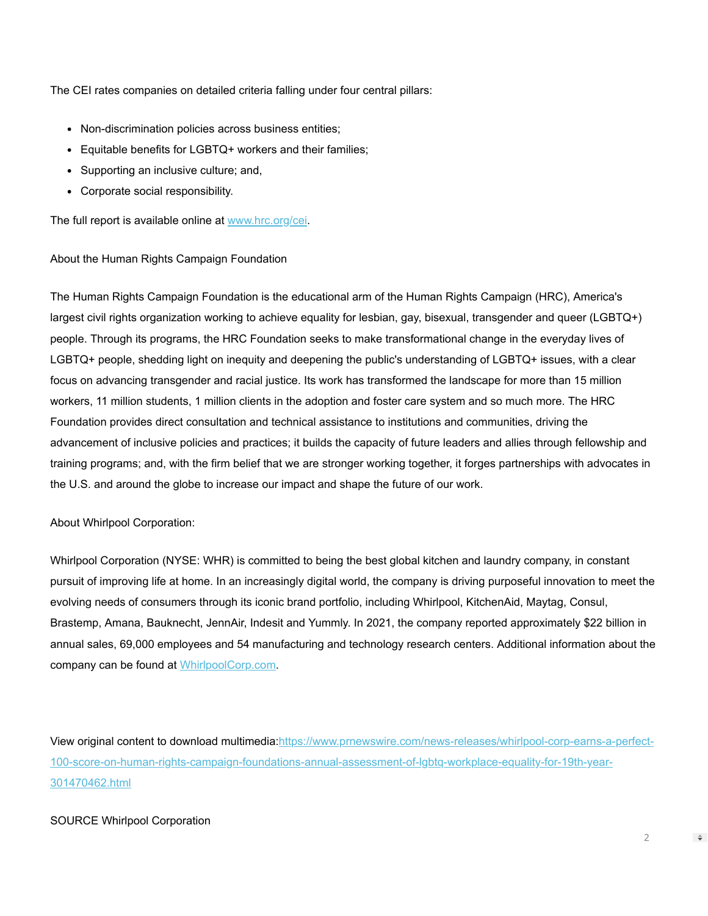The CEI rates companies on detailed criteria falling under four central pillars:

- Non-discrimination policies across business entities;
- Equitable benefits for LGBTQ+ workers and their families;
- Supporting an inclusive culture; and,
- Corporate social responsibility.

The full report is available online at [www.hrc.org/cei](www.hrc.org/cei).

About the Human Rights Campaign Foundation

The Human Rights Campaign Foundation is the educational arm of the Human Rights Campaign (HRC), America's largest civil rights organization working to achieve equality for lesbian, gay, bisexual, transgender and queer (LGBTQ+) people. Through its programs, the HRC Foundation seeks to make transformational change in the everyday lives of LGBTQ+ people, shedding light on inequity and deepening the public's understanding of LGBTQ+ issues, with a clear focus on advancing transgender and racial justice. Its work has transformed the landscape for more than 15 million workers, 11 million students, 1 million clients in the adoption and foster care system and so much more. The HRC Foundation provides direct consultation and technical assistance to institutions and communities, driving the advancement of inclusive policies and practices; it builds the capacity of future leaders and allies through fellowship and training programs; and, with the firm belief that we are stronger working together, it forges partnerships with advocates in the U.S. and around the globe to increase our impact and shape the future of our work.

About Whirlpool Corporation:

Whirlpool Corporation (NYSE: WHR) is committed to being the best global kitchen and laundry company, in constant pursuit of improving life at home. In an increasingly digital world, the company is driving purposeful innovation to meet the evolving needs of consumers through its iconic brand portfolio, including Whirlpool, KitchenAid, Maytag, Consul, Brastemp, Amana, Bauknecht, JennAir, Indesit and Yummly. In 2021, the company reported approximately $22 billion in annual sales, 69,000 employees and 54 manufacturing and technology research centers. Additional information about the company can be found at [WhirlpoolCorp.com](WhirlpoolCorp.com).

View original content to download multimedia:[https://www.prnewswire.com/news-releases/whirlpool-corp-earns-a-perfect-100-score-on-human-rights-campaign-foundations-annual-assessment-of-lgbtq-workplace-equality-for-19th-year-301470462.html](https://www.prnewswire.com/news-releases/whirlpool-corp-earns-a-perfect-100-score-on-human-rights-campaign-foundations-annual-assessment-of-lgbtq-workplace-equality-for-19th-year-301470462.html)

SOURCE Whirlpool Corporation